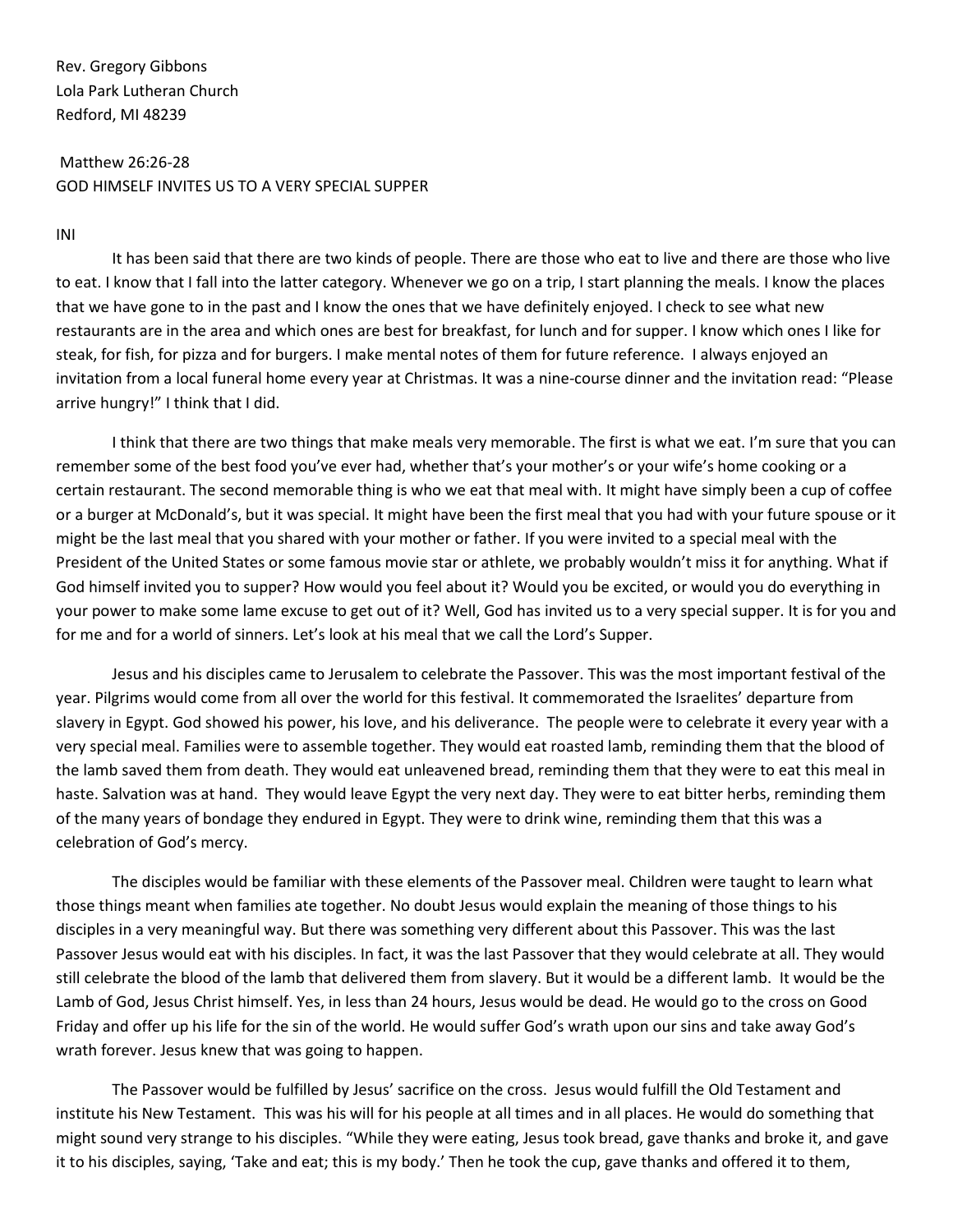Rev. Gregory Gibbons
Lola Park Lutheran Church
Redford, MI 48239

Matthew 26:26-28
GOD HIMSELF INVITES US TO A VERY SPECIAL SUPPER

INI

It has been said that there are two kinds of people. There are those who eat to live and there are those who live to eat. I know that I fall into the latter category. Whenever we go on a trip, I start planning the meals. I know the places that we have gone to in the past and I know the ones that we have definitely enjoyed. I check to see what new restaurants are in the area and which ones are best for breakfast, for lunch and for supper. I know which ones I like for steak, for fish, for pizza and for burgers. I make mental notes of them for future reference. I always enjoyed an invitation from a local funeral home every year at Christmas. It was a nine-course dinner and the invitation read: "Please arrive hungry!" I think that I did.

I think that there are two things that make meals very memorable. The first is what we eat. I'm sure that you can remember some of the best food you've ever had, whether that's your mother's or your wife's home cooking or a certain restaurant. The second memorable thing is who we eat that meal with. It might have simply been a cup of coffee or a burger at McDonald's, but it was special. It might have been the first meal that you had with your future spouse or it might be the last meal that you shared with your mother or father. If you were invited to a special meal with the President of the United States or some famous movie star or athlete, we probably wouldn't miss it for anything. What if God himself invited you to supper? How would you feel about it? Would you be excited, or would you do everything in your power to make some lame excuse to get out of it? Well, God has invited us to a very special supper. It is for you and for me and for a world of sinners. Let's look at his meal that we call the Lord's Supper.

Jesus and his disciples came to Jerusalem to celebrate the Passover. This was the most important festival of the year. Pilgrims would come from all over the world for this festival. It commemorated the Israelites' departure from slavery in Egypt. God showed his power, his love, and his deliverance. The people were to celebrate it every year with a very special meal. Families were to assemble together. They would eat roasted lamb, reminding them that the blood of the lamb saved them from death. They would eat unleavened bread, reminding them that they were to eat this meal in haste. Salvation was at hand. They would leave Egypt the very next day. They were to eat bitter herbs, reminding them of the many years of bondage they endured in Egypt. They were to drink wine, reminding them that this was a celebration of God's mercy.

The disciples would be familiar with these elements of the Passover meal. Children were taught to learn what those things meant when families ate together. No doubt Jesus would explain the meaning of those things to his disciples in a very meaningful way. But there was something very different about this Passover. This was the last Passover Jesus would eat with his disciples. In fact, it was the last Passover that they would celebrate at all. They would still celebrate the blood of the lamb that delivered them from slavery. But it would be a different lamb. It would be the Lamb of God, Jesus Christ himself. Yes, in less than 24 hours, Jesus would be dead. He would go to the cross on Good Friday and offer up his life for the sin of the world. He would suffer God's wrath upon our sins and take away God's wrath forever. Jesus knew that was going to happen.

The Passover would be fulfilled by Jesus' sacrifice on the cross. Jesus would fulfill the Old Testament and institute his New Testament. This was his will for his people at all times and in all places. He would do something that might sound very strange to his disciples. "While they were eating, Jesus took bread, gave thanks and broke it, and gave it to his disciples, saying, 'Take and eat; this is my body.' Then he took the cup, gave thanks and offered it to them,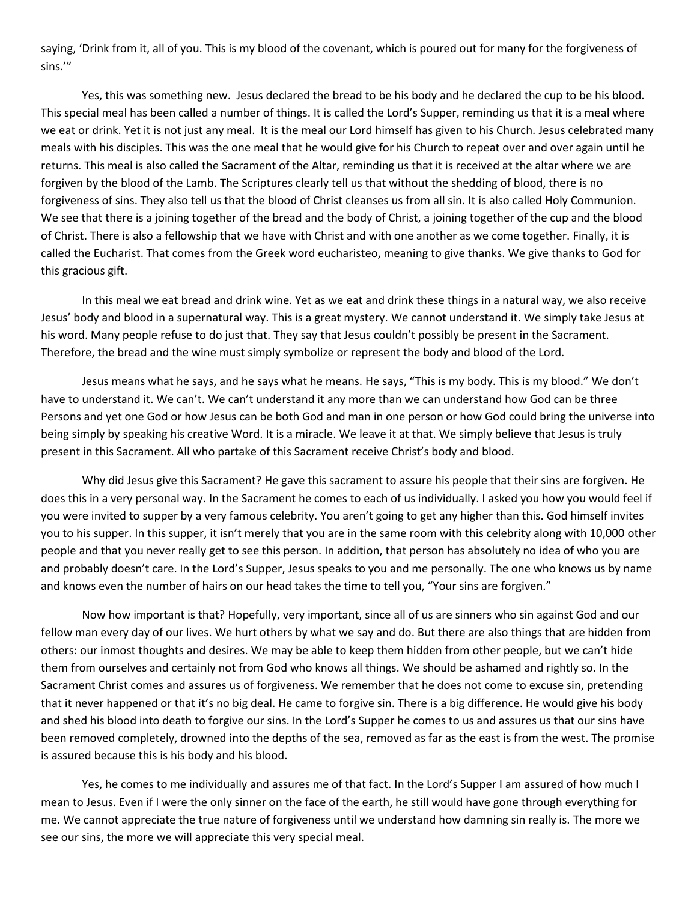saying, 'Drink from it, all of you. This is my blood of the covenant, which is poured out for many for the forgiveness of sins.'"

Yes, this was something new. Jesus declared the bread to be his body and he declared the cup to be his blood. This special meal has been called a number of things. It is called the Lord's Supper, reminding us that it is a meal where we eat or drink. Yet it is not just any meal. It is the meal our Lord himself has given to his Church. Jesus celebrated many meals with his disciples. This was the one meal that he would give for his Church to repeat over and over again until he returns. This meal is also called the Sacrament of the Altar, reminding us that it is received at the altar where we are forgiven by the blood of the Lamb. The Scriptures clearly tell us that without the shedding of blood, there is no forgiveness of sins. They also tell us that the blood of Christ cleanses us from all sin. It is also called Holy Communion. We see that there is a joining together of the bread and the body of Christ, a joining together of the cup and the blood of Christ. There is also a fellowship that we have with Christ and with one another as we come together. Finally, it is called the Eucharist. That comes from the Greek word eucharisteo, meaning to give thanks. We give thanks to God for this gracious gift.

In this meal we eat bread and drink wine. Yet as we eat and drink these things in a natural way, we also receive Jesus' body and blood in a supernatural way. This is a great mystery. We cannot understand it. We simply take Jesus at his word. Many people refuse to do just that. They say that Jesus couldn't possibly be present in the Sacrament. Therefore, the bread and the wine must simply symbolize or represent the body and blood of the Lord.

Jesus means what he says, and he says what he means. He says, "This is my body. This is my blood." We don't have to understand it. We can't. We can't understand it any more than we can understand how God can be three Persons and yet one God or how Jesus can be both God and man in one person or how God could bring the universe into being simply by speaking his creative Word. It is a miracle. We leave it at that. We simply believe that Jesus is truly present in this Sacrament. All who partake of this Sacrament receive Christ's body and blood.

Why did Jesus give this Sacrament? He gave this sacrament to assure his people that their sins are forgiven. He does this in a very personal way. In the Sacrament he comes to each of us individually. I asked you how you would feel if you were invited to supper by a very famous celebrity. You aren't going to get any higher than this. God himself invites you to his supper. In this supper, it isn't merely that you are in the same room with this celebrity along with 10,000 other people and that you never really get to see this person. In addition, that person has absolutely no idea of who you are and probably doesn't care. In the Lord's Supper, Jesus speaks to you and me personally. The one who knows us by name and knows even the number of hairs on our head takes the time to tell you, "Your sins are forgiven."

Now how important is that? Hopefully, very important, since all of us are sinners who sin against God and our fellow man every day of our lives. We hurt others by what we say and do. But there are also things that are hidden from others: our inmost thoughts and desires. We may be able to keep them hidden from other people, but we can't hide them from ourselves and certainly not from God who knows all things. We should be ashamed and rightly so. In the Sacrament Christ comes and assures us of forgiveness. We remember that he does not come to excuse sin, pretending that it never happened or that it's no big deal. He came to forgive sin. There is a big difference. He would give his body and shed his blood into death to forgive our sins. In the Lord's Supper he comes to us and assures us that our sins have been removed completely, drowned into the depths of the sea, removed as far as the east is from the west. The promise is assured because this is his body and his blood.

Yes, he comes to me individually and assures me of that fact. In the Lord's Supper I am assured of how much I mean to Jesus. Even if I were the only sinner on the face of the earth, he still would have gone through everything for me. We cannot appreciate the true nature of forgiveness until we understand how damning sin really is. The more we see our sins, the more we will appreciate this very special meal.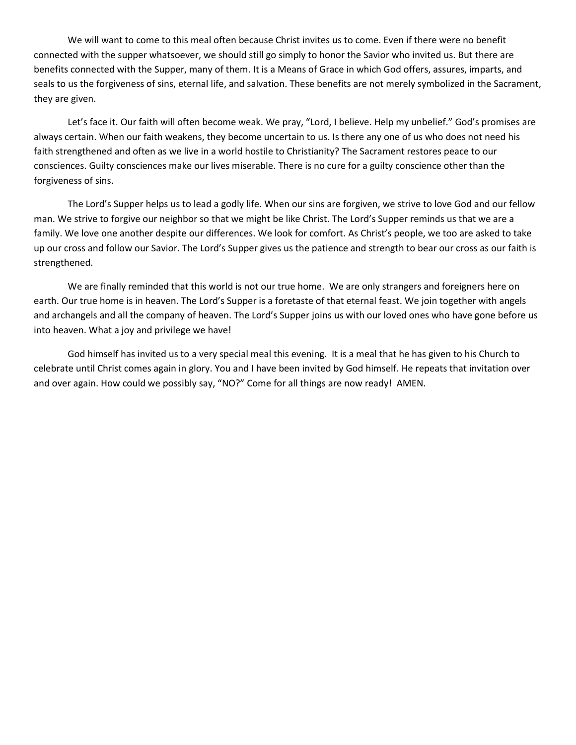We will want to come to this meal often because Christ invites us to come. Even if there were no benefit connected with the supper whatsoever, we should still go simply to honor the Savior who invited us. But there are benefits connected with the Supper, many of them. It is a Means of Grace in which God offers, assures, imparts, and seals to us the forgiveness of sins, eternal life, and salvation. These benefits are not merely symbolized in the Sacrament, they are given.

Let's face it. Our faith will often become weak. We pray, "Lord, I believe. Help my unbelief." God's promises are always certain. When our faith weakens, they become uncertain to us. Is there any one of us who does not need his faith strengthened and often as we live in a world hostile to Christianity? The Sacrament restores peace to our consciences. Guilty consciences make our lives miserable. There is no cure for a guilty conscience other than the forgiveness of sins.

The Lord's Supper helps us to lead a godly life. When our sins are forgiven, we strive to love God and our fellow man. We strive to forgive our neighbor so that we might be like Christ. The Lord's Supper reminds us that we are a family. We love one another despite our differences. We look for comfort. As Christ's people, we too are asked to take up our cross and follow our Savior. The Lord's Supper gives us the patience and strength to bear our cross as our faith is strengthened.

We are finally reminded that this world is not our true home. We are only strangers and foreigners here on earth. Our true home is in heaven. The Lord's Supper is a foretaste of that eternal feast. We join together with angels and archangels and all the company of heaven. The Lord's Supper joins us with our loved ones who have gone before us into heaven. What a joy and privilege we have!

God himself has invited us to a very special meal this evening. It is a meal that he has given to his Church to celebrate until Christ comes again in glory. You and I have been invited by God himself. He repeats that invitation over and over again. How could we possibly say, "NO?" Come for all things are now ready! AMEN.